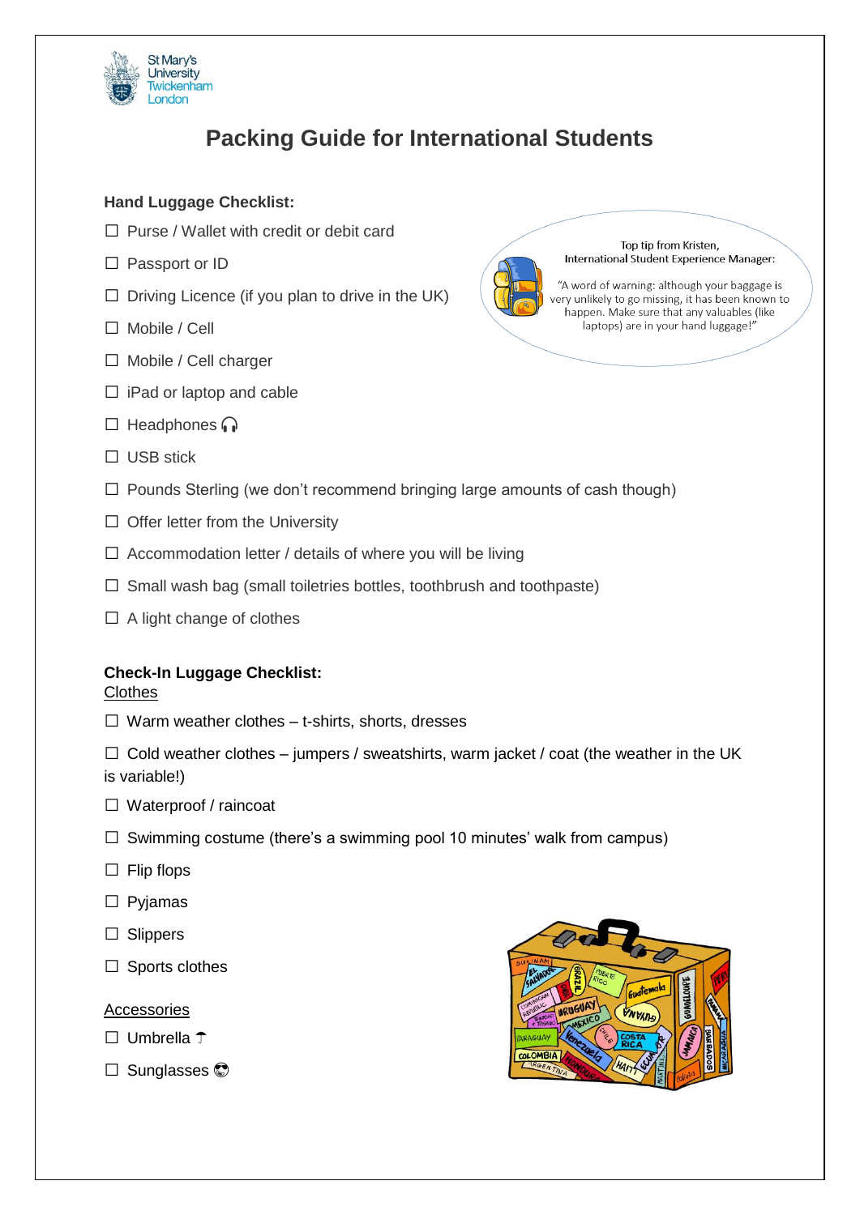St Mary's University Twickenham London

# Packing Guide for International Students

**Hand Luggage Checklist:**

- ☐ Purse / Wallet with credit or debit card
- ☐ Passport or ID
- ☐ Driving Licence (if you plan to drive in the UK)
- ☐ Mobile / Cell
- ☐ Mobile / Cell charger
- ☐ iPad or laptop and cable
- ☐ Headphones 🎧
- ☐ USB stick
- ☐ Pounds Sterling (we don't recommend bringing large amounts of cash though)
- ☐ Offer letter from the University
- ☐ Accommodation letter / details of where you will be living
- ☐ Small wash bag (small toiletries bottles, toothbrush and toothpaste)
- ☐ A light change of clothes

Top tip from Kristen,
International Student Experience Manager:

"A word of warning: although your baggage is very unlikely to go missing, it has been known to happen. Make sure that any valuables (like laptops) are in your hand luggage!"

**Check-In Luggage Checklist:**

Clothes

- ☐ Warm weather clothes – t-shirts, shorts, dresses
- ☐ Cold weather clothes – jumpers / sweatshirts, warm jacket / coat (the weather in the UK is variable!)
- ☐ Waterproof / raincoat
- ☐ Swimming costume (there's a swimming pool 10 minutes' walk from campus)
- ☐ Flip flops
- ☐ Pyjamas
- ☐ Slippers
- ☐ Sports clothes

Accessories

- ☐ Umbrella ☂
- ☐ Sunglasses 😎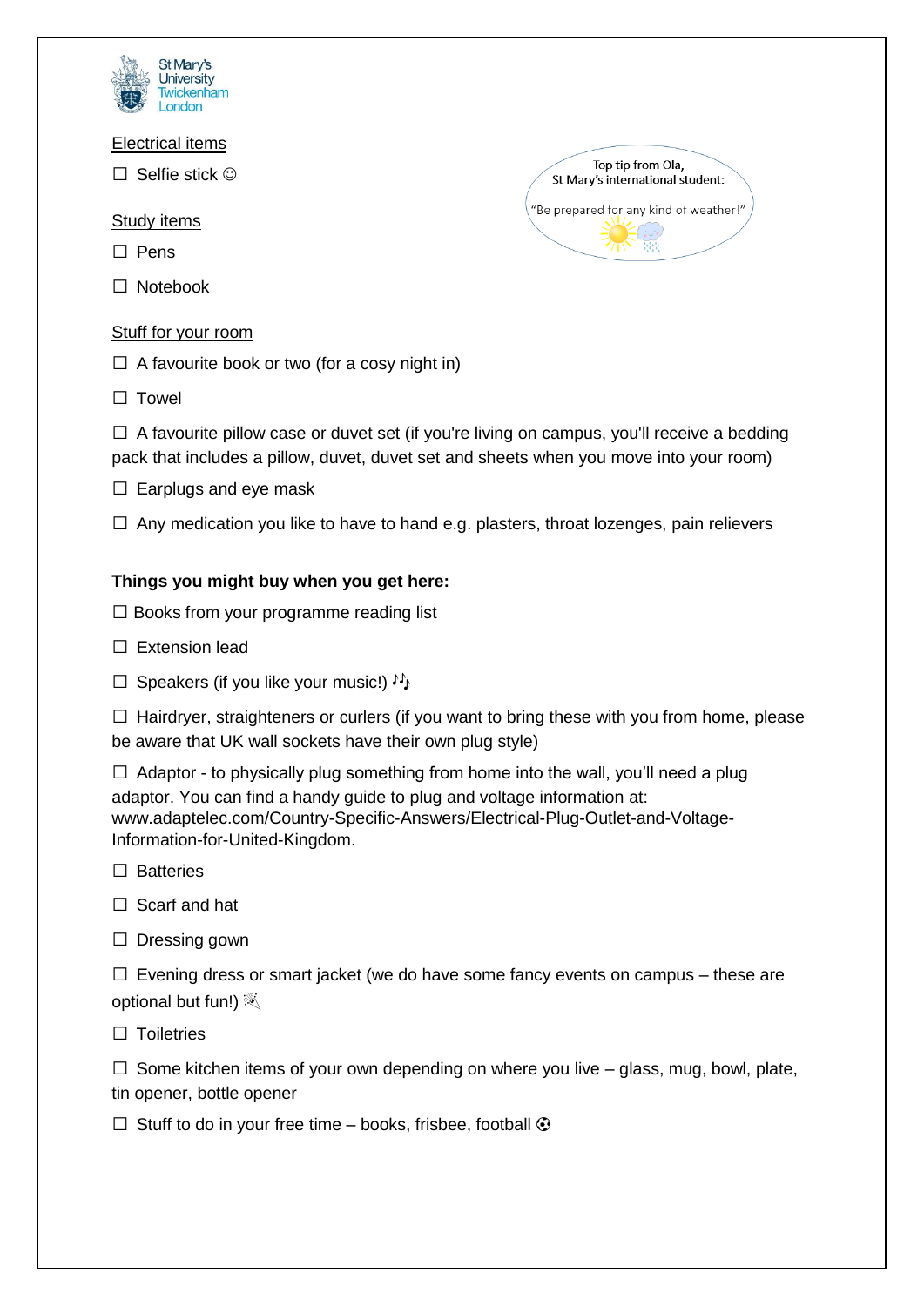St Mary's University Twickenham London

Electrical items

☐ Selfie stick ☺

Study items

☐ Pens

☐ Notebook

Top tip from Ola, St Mary's international student:

"Be prepared for any kind of weather!"

Stuff for your room

☐ A favourite book or two (for a cosy night in)

☐ Towel

☐ A favourite pillow case or duvet set (if you're living on campus, you'll receive a bedding pack that includes a pillow, duvet, duvet set and sheets when you move into your room)

☐ Earplugs and eye mask

☐ Any medication you like to have to hand e.g. plasters, throat lozenges, pain relievers

**Things you might buy when you get here:**

☐ Books from your programme reading list

☐ Extension lead

☐ Speakers (if you like your music!) ♪♪

☐ Hairdryer, straighteners or curlers (if you want to bring these with you from home, please be aware that UK wall sockets have their own plug style)

☐ Adaptor - to physically plug something from home into the wall, you'll need a plug adaptor. You can find a handy guide to plug and voltage information at: www.adaptelec.com/Country-Specific-Answers/Electrical-Plug-Outlet-and-Voltage-Information-for-United-Kingdom.

☐ Batteries

☐ Scarf and hat

☐ Dressing gown

☐ Evening dress or smart jacket (we do have some fancy events on campus – these are optional but fun!)

☐ Toiletries

☐ Some kitchen items of your own depending on where you live – glass, mug, bowl, plate, tin opener, bottle opener

☐ Stuff to do in your free time – books, frisbee, football ⚽